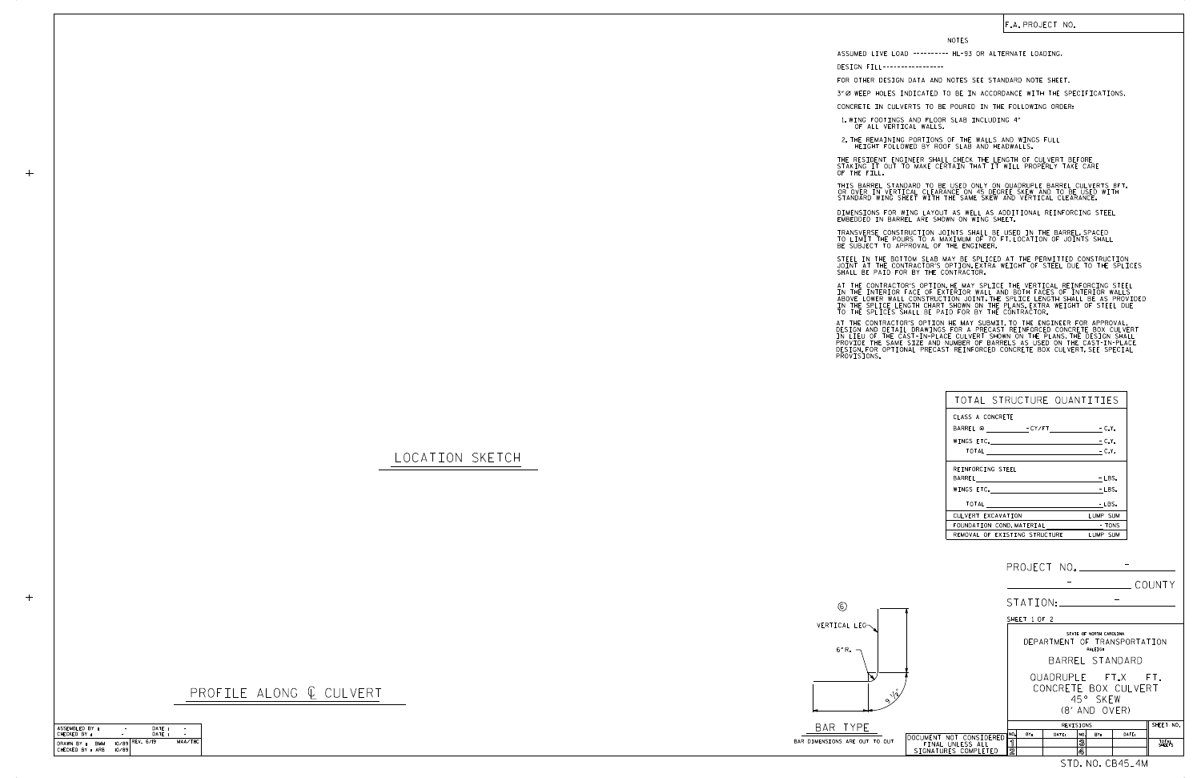F.A. PROJECT NO.

## NOTES

ASSUMED LIVE LOAD ---------- HL-93 OR ALTERNATE LOADING.

DESIGN FILL-----------------

FOR OTHER DESIGN DATA AND NOTES SEE STANDARD NOTE SHEET.

3" Ø WEEP HOLES INDICATED TO BE IN ACCORDANCE WITH THE SPECIFICATIONS.

CONCRETE IN CULVERTS TO BE POURED IN THE FOLLOWING ORDER:

1. WING FOOTINGS AND FLOOR SLAB INCLUDING 4" OF ALL VERTICAL WALLS.
2. THE REMAINING PORTIONS OF THE WALLS AND WINGS FULL HEIGHT FOLLOWED BY ROOF SLAB AND HEADWALLS.

THE RESIDENT ENGINEER SHALL CHECK THE LENGTH OF CULVERT BEFORE STAKING IT OUT TO MAKE CERTAIN THAT IT WILL PROPERLY TAKE CARE OF THE FILL.

THIS BARREL STANDARD TO BE USED ONLY ON QUADRUPLE BARREL CULVERTS 8FT. OR OVER IN VERTICAL CLEARANCE ON 45 DEGREE SKEW AND TO BE USED WITH STANDARD WING SHEET WITH THE SAME SKEW AND VERTICAL CLEARANCE.

DIMENSIONS FOR WING LAYOUT AS WELL AS ADDITIONAL REINFORCING STEEL EMBEDDED IN BARREL ARE SHOWN ON WING SHEET.

TRANSVERSE CONSTRUCTION JOINTS SHALL BE USED IN THE BARREL, SPACED TO LIMIT THE POURS TO A MAXIMUM OF 70 FT. LOCATION OF JOINTS SHALL BE SUBJECT TO APPROVAL OF THE ENGINEER.

STEEL IN THE BOTTOM SLAB MAY BE SPLICED AT THE PERMITTED CONSTRUCTION JOINT AT THE CONTRACTOR'S OPTION. EXTRA WEIGHT OF STEEL DUE TO THE SPLICES SHALL BE PAID FOR BY THE CONTRACTOR.

AT THE CONTRACTOR'S OPTION, HE MAY SPLICE THE VERTICAL REINFORCING STEEL IN THE INTERIOR FACE OF EXTERIOR WALL AND BOTH FACES OF INTERIOR WALLS ABOVE LOWER WALL CONSTRUCTION JOINT. THE SPLICE LENGTH SHALL BE AS PROVIDED IN THE SPLICE LENGTH CHART SHOWN ON THE PLANS. EXTRA WEIGHT OF STEEL DUE TO THE SPLICES SHALL BE PAID FOR BY THE CONTRACTOR.

AT THE CONTRACTOR'S OPTION HE MAY SUBMIT, TO THE ENGINEER FOR APPROVAL, DESIGN AND DETAIL DRAWINGS FOR A PRECAST REINFORCED CONCRETE BOX CULVERT IN LIEU OF THE CAST-IN-PLACE CULVERT SHOWN ON THE PLANS. THE DESIGN SHALL PROVIDE THE SAME SIZE AND NUMBER OF BARRELS AS USED ON THE CAST-IN-PLACE DESIGN. FOR OPTIONAL PRECAST REINFORCED CONCRETE BOX CULVERT, SEE SPECIAL PROVISIONS.

## TOTAL STRUCTURE QUANTITIES

| | |
|---|---|
| CLASS A CONCRETE | |
| BARREL @ ______ - CY/FT | - C.Y. |
| WINGS ETC. | - C.Y. |
| TOTAL | - C.Y. |
| REINFORCING STEEL | |
| BARREL | - LBS. |
| WINGS ETC. | - LBS. |
| TOTAL | - LBS. |
| CULVERT EXCAVATION | LUMP SUM |
| FOUNDATION COND. MATERIAL | - TONS |
| REMOVAL OF EXISTING STRUCTURE | LUMP SUM |

LOCATION SKETCH

PROFILE ALONG ℄ CULVERT

BAR TYPE

Ⓒ VERTICAL LEG, 6" R., 9 1/2"

BAR DIMENSIONS ARE OUT TO OUT

PROJECT NO. ______ -

______ - COUNTY

STATION: ______ -

SHEET 1 OF 2

STATE OF NORTH CAROLINA
DEPARTMENT OF TRANSPORTATION
RALEIGH

BARREL STANDARD

QUADRUPLE FT. X FT.
CONCRETE BOX CULVERT
45° SKEW
(8' AND OVER)

| REVISIONS | | | | | | | | SHEET NO. |
|---|---|---|---|---|---|---|---|---|
| NO. | BY: | DATE: | NO. | BY: | DATE: | | | |
| 1 | | | 3 | | | | | TOTAL SHEETS |
| 2 | | | 4 | | | | | |

DOCUMENT NOT CONSIDERED FINAL UNLESS ALL SIGNATURES COMPLETED

| | | | |
|---|---|---|---|
| ASSEMBLED BY : | - | DATE : | - |
| CHECKED BY : | - | DATE : | - |
| DRAWN BY : BMM | 10/89 | REV. 6/19 | MAA/THC |
| CHECKED BY : ARB | 10/89 | | |

STD. NO. CB45_4M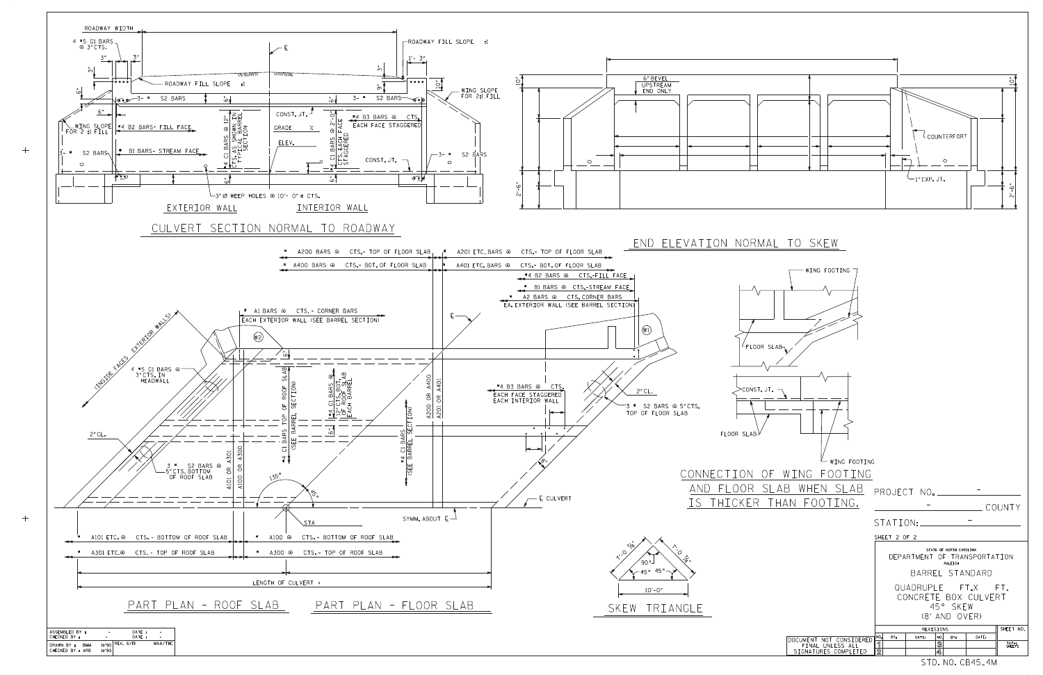## CULVERT SECTION NORMAL TO ROADWAY

ROADWAY WIDTH

4 #5 G1 BARS @ 3" CTS.

3"

3"

3"

ROADWAY FILL SLOPE :1

℄

ROADWAY FILL SLOPE :1

1'-3"

3"

9"

10"

6"

3- # S2 BARS

10"

6"

3- # S2 BARS

WING SLOPE FOR 2:1 FILL

6"

CONST. JT.

#4 B3 BARS @ CTS. EACH FACE STAGGERED

WING SLOPE FOR 2 :1 FILL

#4 B2 BARS- FILL FACE

GRADE %

#4 C1 BARS @ 12" CTS. AS SHOWN IN TYPICAL BARREL SECTION

#4 C1 BARS @ 2'-0" CTS. EACH FACE STAGGERED

3- # S2 BARS

B1 BARS- STREAM FACE

ELEV.

CONST. JT.

3- # S2 BARS

6"

6"

3" Ø WEEP HOLES @ 10'- 0" ± CTS.

EXTERIOR WALL

INTERIOR WALL

## END ELEVATION NORMAL TO SKEW

6" BEVEL UPSTREAM END ONLY

10"

10"

COUNTERFORT

1" EXP. JT.

2'-6"

2'-6"

## PART PLAN - ROOF SLAB / PART PLAN - FLOOR SLAB

# A200 BARS @ CTS.- TOP OF FLOOR SLAB

# A201 ETC. BARS @ CTS.- TOP OF FLOOR SLAB

# A400 BARS @ CTS.- BOT. OF FLOOR SLAB

# A401 ETC. BARS @ CTS.- BOT. OF FLOOR SLAB

#4 B2 BARS @ CTS.-FILL FACE

# B1 BARS @ CTS.-STREAM FACE

# A2 BARS @ CTS. CORNER BARS EA. EXTERIOR WALL (SEE BARREL SECTION)

# A1 BARS @ CTS. - CORNER BARS EACH EXTERIOR WALL (SEE BARREL SECTION)

℄

(INSIDE FACES EXTERIOR WALLS)

W2

W1

4 #5 G1 BARS @ 3" CTS. IN HEADWALL

6"

#4 C1 BARS TOP OF ROOF SLAB (SEE BARREL SECTION)

#4 C1 BARS @ 12" CTS. BOT. OF ROOF SLAB EACH BARREL

6"

#4 C1 BARS (SEE BARREL SECTION)

A200 OR A400

A201 OR A401

#4 B3 BARS @ CTS. EACH FACE STAGGERED EACH INTERIOR WALL

2" CL.

3 # S2 BARS @ 5" CTS. TOP OF FLOOR SLAB

2" CL.

3 # S2 BARS @ 5" CTS. BOTTOM OF ROOF SLAB

A100 OR A300

A101 OR A301

135°

45°

STA

SYMM. ABOUT ℄

℄ CULVERT

# A101 ETC.@ CTS. - BOTTOM OF ROOF SLAB

# A100 @ CTS.- BOTTOM OF ROOF SLAB

# A301 ETC.@ CTS. - TOP OF ROOF SLAB

# A300 @ CTS.- TOP OF ROOF SLAB

LENGTH OF CULVERT =

## CONNECTION OF WING FOOTING AND FLOOR SLAB WHEN SLAB IS THICKER THAN FOOTING.

WING FOOTING

FLOOR SLAB

CONST. JT.

FLOOR SLAB

WING FOOTING

## SKEW TRIANGLE

7'-0 ⅞"

7'-0 ⅞"

90°

45° 45°

10'-0"

PROJECT NO. -

- COUNTY

STATION: -

SHEET 2 OF 2

STATE OF NORTH CAROLINA
DEPARTMENT OF TRANSPORTATION
RALEIGH

BARREL STANDARD

QUADRUPLE FT.X FT.
CONCRETE BOX CULVERT
45° SKEW
(8' AND OVER)

| REVISIONS | | | | | | SHEET NO. |
|---|---|---|---|---|---|---|
| NO. | BY: | DATE: | NO. | BY: | DATE: | |
| 1 | | | 3 | | | TOTAL SHEETS |
| 2 | | | 4 | | | |

DOCUMENT NOT CONSIDERED FINAL UNLESS ALL SIGNATURES COMPLETED

| | | | |
|---|---|---|---|
| ASSEMBLED BY : | - | DATE : | - |
| CHECKED BY : | - | DATE : | - |
| DRAWN BY : BMM | 11/90 | REV. 6/19 | MAA/THC |
| CHECKED BY : ARB | 11/90 | | |

STD. NO. CB45_4M